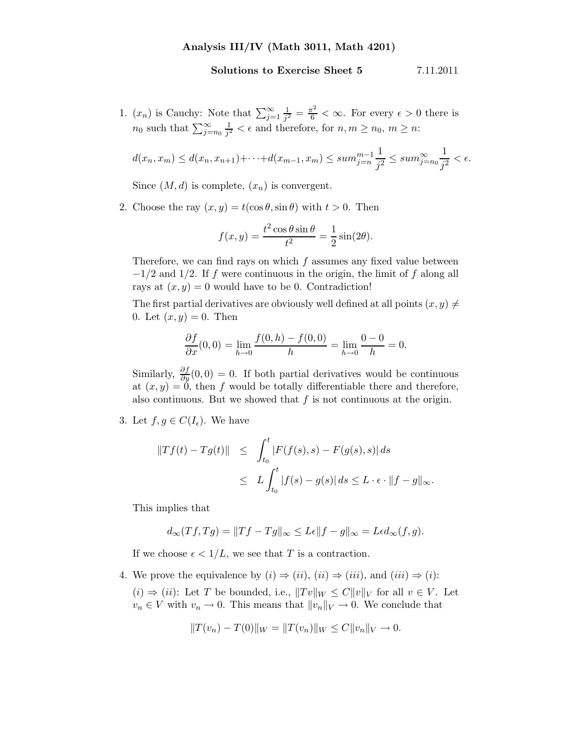**Analysis III/IV (Math 3011, Math 4201)**

**Solutions to Exercise Sheet 5** 7.11.2011

1. $(x_n)$ is Cauchy: Note that $\sum_{j=1}^{\infty} \frac{1}{j^2} = \frac{\pi^2}{6} < \infty$. For every $\epsilon > 0$ there is $n_0$ such that $\sum_{j=n_0}^{\infty} \frac{1}{j^2} < \epsilon$ and therefore, for $n, m \geq n_0$, $m \geq n$:

$$d(x_n, x_m) \leq d(x_n, x_{n+1}) + \cdots + d(x_{m-1}, x_m) \leq sum_{j=n}^{m-1} \frac{1}{j^2} \leq sum_{j=n_0}^{\infty} \frac{1}{j^2} < \epsilon.$$

Since $(M, d)$ is complete, $(x_n)$ is convergent.

2. Choose the ray $(x, y) = t(\cos\theta, \sin\theta)$ with $t > 0$. Then

$$f(x, y) = \frac{t^2 \cos\theta \sin\theta}{t^2} = \frac{1}{2}\sin(2\theta).$$

Therefore, we can find rays on which $f$ assumes any fixed value between $-1/2$ and $1/2$. If $f$ were continuous in the origin, the limit of $f$ along all rays at $(x, y) = 0$ would have to be 0. Contradiction!

The first partial derivatives are obviously well defined at all points $(x, y) \neq 0$. Let $(x, y) = 0$. Then

$$\frac{\partial f}{\partial x}(0, 0) = \lim_{h \to 0} \frac{f(0, h) - f(0, 0)}{h} = \lim_{h \to 0} \frac{0 - 0}{h} = 0.$$

Similarly, $\frac{\partial f}{\partial y}(0, 0) = 0$. If both partial derivatives would be continuous at $(x, y) = 0$, then $f$ would be totally differentiable there and therefore, also continuous. But we showed that $f$ is not continuous at the origin.

3. Let $f, g \in C(I_\epsilon)$. We have

$$\begin{aligned} \|Tf(t) - Tg(t)\| &\leq \int_{t_0}^{t} |F(f(s), s) - F(g(s), s)| \, ds \\ &\leq L \int_{t_0}^{t} |f(s) - g(s)| \, ds \leq L \cdot \epsilon \cdot \|f - g\|_\infty. \end{aligned}$$

This implies that

$$d_\infty(Tf, Tg) = \|Tf - Tg\|_\infty \leq L\epsilon \|f - g\|_\infty = L\epsilon d_\infty(f, g).$$

If we choose $\epsilon < 1/L$, we see that $T$ is a contraction.

4. We prove the equivalence by $(i) \Rightarrow (ii)$, $(ii) \Rightarrow (iii)$, and $(iii) \Rightarrow (i)$:

$(i) \Rightarrow (ii)$: Let $T$ be bounded, i.e., $\|Tv\|_W \leq C\|v\|_V$ for all $v \in V$. Let $v_n \in V$ with $v_n \to 0$. This means that $\|v_n\|_V \to 0$. We conclude that

$$\|T(v_n) - T(0)\|_W = \|T(v_n)\|_W \leq C\|v_n\|_V \to 0.$$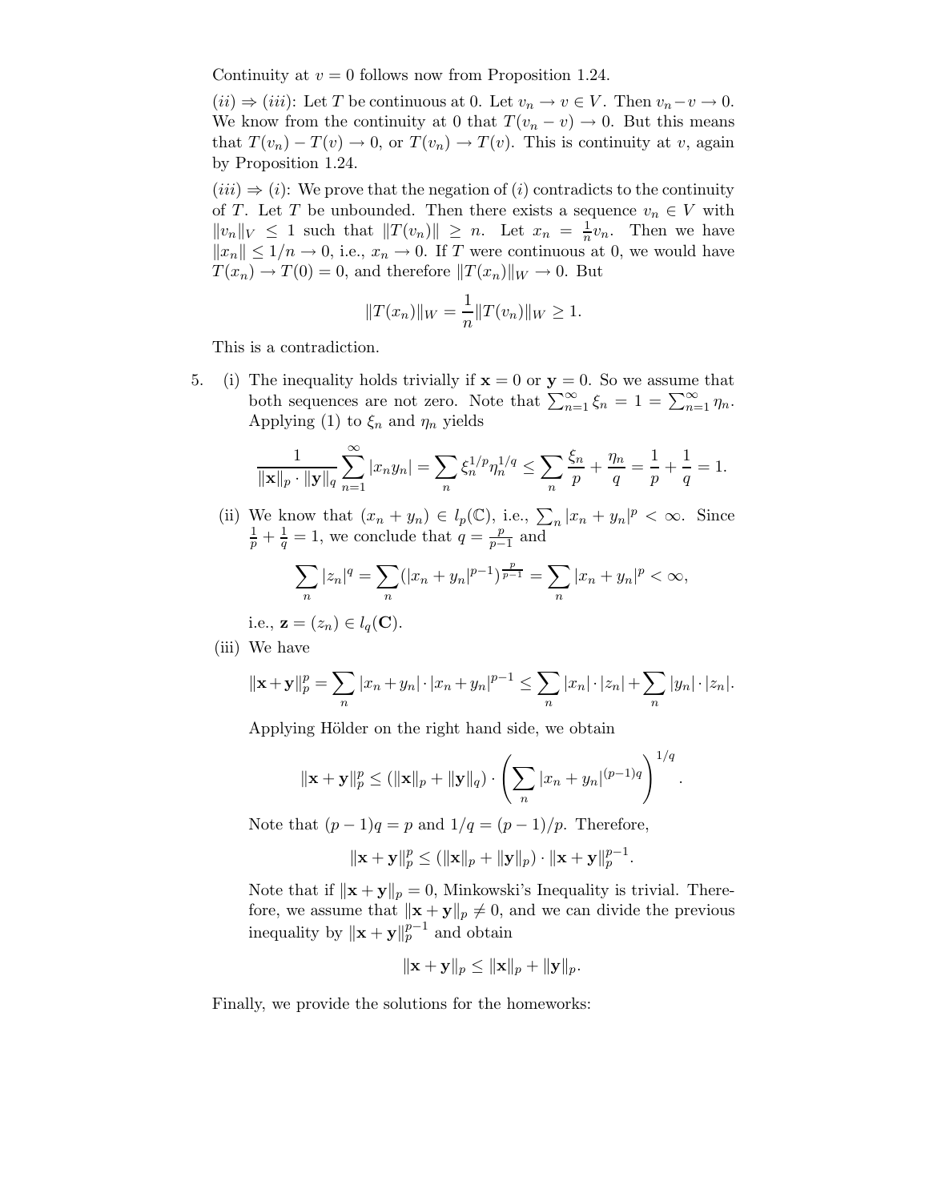Continuity at $v = 0$ follows now from Proposition 1.24.

$(ii) \Rightarrow (iii)$: Let $T$ be continuous at 0. Let $v_n \to v \in V$. Then $v_n - v \to 0$. We know from the continuity at 0 that $T(v_n - v) \to 0$. But this means that $T(v_n) - T(v) \to 0$, or $T(v_n) \to T(v)$. This is continuity at $v$, again by Proposition 1.24.

$(iii) \Rightarrow (i)$: We prove that the negation of $(i)$ contradicts to the continuity of $T$. Let $T$ be unbounded. Then there exists a sequence $v_n \in V$ with $\|v_n\|_V \leq 1$ such that $\|T(v_n)\| \geq n$. Let $x_n = \frac{1}{n} v_n$. Then we have $\|x_n\| \leq 1/n \to 0$, i.e., $x_n \to 0$. If $T$ were continuous at 0, we would have $T(x_n) \to T(0) = 0$, and therefore $\|T(x_n)\|_W \to 0$. But

$$\|T(x_n)\|_W = \frac{1}{n} \|T(v_n)\|_W \geq 1.$$

This is a contradiction.

5. (i) The inequality holds trivially if $\mathbf{x} = 0$ or $\mathbf{y} = 0$. So we assume that both sequences are not zero. Note that $\sum_{n=1}^{\infty} \xi_n = 1 = \sum_{n=1}^{\infty} \eta_n$. Applying (1) to $\xi_n$ and $\eta_n$ yields

$$\frac{1}{\|\mathbf{x}\|_p \cdot \|\mathbf{y}\|_q} \sum_{n=1}^{\infty} |x_n y_n| = \sum_n \xi_n^{1/p} \eta_n^{1/q} \leq \sum_n \frac{\xi_n}{p} + \frac{\eta_n}{q} = \frac{1}{p} + \frac{1}{q} = 1.$$

(ii) We know that $(x_n + y_n) \in l_p(\mathbb{C})$, i.e., $\sum_n |x_n + y_n|^p < \infty$. Since $\frac{1}{p} + \frac{1}{q} = 1$, we conclude that $q = \frac{p}{p-1}$ and

$$\sum_n |z_n|^q = \sum_n (|x_n + y_n|^{p-1})^{\frac{p}{p-1}} = \sum_n |x_n + y_n|^p < \infty,$$

i.e., $\mathbf{z} = (z_n) \in l_q(\mathbf{C})$.

(iii) We have

$$\|\mathbf{x}+\mathbf{y}\|_p^p = \sum_n |x_n + y_n| \cdot |x_n + y_n|^{p-1} \leq \sum_n |x_n| \cdot |z_n| + \sum_n |y_n| \cdot |z_n|.$$

Applying Hölder on the right hand side, we obtain

$$\|\mathbf{x} + \mathbf{y}\|_p^p \leq (\|\mathbf{x}\|_p + \|\mathbf{y}\|_q) \cdot \left( \sum_n |x_n + y_n|^{(p-1)q} \right)^{1/q}.$$

Note that $(p-1)q = p$ and $1/q = (p-1)/p$. Therefore,

$$\|\mathbf{x} + \mathbf{y}\|_p^p \leq (\|\mathbf{x}\|_p + \|\mathbf{y}\|_p) \cdot \|\mathbf{x} + \mathbf{y}\|_p^{p-1}.$$

Note that if $\|\mathbf{x} + \mathbf{y}\|_p = 0$, Minkowski's Inequality is trivial. Therefore, we assume that $\|\mathbf{x} + \mathbf{y}\|_p \neq 0$, and we can divide the previous inequality by $\|\mathbf{x} + \mathbf{y}\|_p^{p-1}$ and obtain

$$\|\mathbf{x} + \mathbf{y}\|_p \leq \|\mathbf{x}\|_p + \|\mathbf{y}\|_p.$$

Finally, we provide the solutions for the homeworks: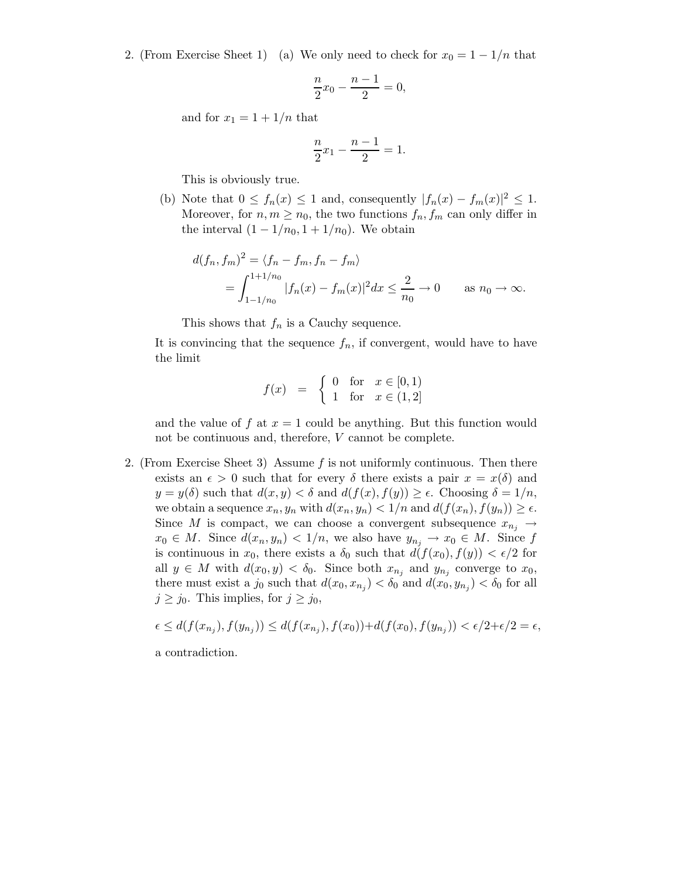2. (From Exercise Sheet 1) (a) We only need to check for $x_0 = 1 - 1/n$ that

$$\frac{n}{2}x_0 - \frac{n-1}{2} = 0,$$

and for $x_1 = 1 + 1/n$ that

$$\frac{n}{2}x_1 - \frac{n-1}{2} = 1.$$

This is obviously true.

(b) Note that $0 \le f_n(x) \le 1$ and, consequently $|f_n(x) - f_m(x)|^2 \le 1$. Moreover, for $n, m \ge n_0$, the two functions $f_n, f_m$ can only differ in the interval $(1 - 1/n_0, 1 + 1/n_0)$. We obtain

$$\begin{aligned} d(f_n, f_m)^2 &= \langle f_n - f_m, f_n - f_m \rangle \\ &= \int_{1-1/n_0}^{1+1/n_0} |f_n(x) - f_m(x)|^2 dx \le \frac{2}{n_0} \to 0 \qquad \text{as } n_0 \to \infty. \end{aligned}$$

This shows that $f_n$ is a Cauchy sequence.

It is convincing that the sequence $f_n$, if convergent, would have to have the limit

$$f(x) = \begin{cases} 0 & \text{for} \quad x \in [0, 1) \\ 1 & \text{for} \quad x \in (1, 2] \end{cases}$$

and the value of $f$ at $x = 1$ could be anything. But this function would not be continuous and, therefore, $V$ cannot be complete.

2. (From Exercise Sheet 3) Assume $f$ is not uniformly continuous. Then there exists an $\epsilon > 0$ such that for every $\delta$ there exists a pair $x = x(\delta)$ and $y = y(\delta)$ such that $d(x, y) < \delta$ and $d(f(x), f(y)) \ge \epsilon$. Choosing $\delta = 1/n$, we obtain a sequence $x_n, y_n$ with $d(x_n, y_n) < 1/n$ and $d(f(x_n), f(y_n)) \ge \epsilon$. Since $M$ is compact, we can choose a convergent subsequence $x_{n_j} \to x_0 \in M$. Since $d(x_n, y_n) < 1/n$, we also have $y_{n_j} \to x_0 \in M$. Since $f$ is continuous in $x_0$, there exists a $\delta_0$ such that $d(f(x_0), f(y)) < \epsilon/2$ for all $y \in M$ with $d(x_0, y) < \delta_0$. Since both $x_{n_j}$ and $y_{n_j}$ converge to $x_0$, there must exist a $j_0$ such that $d(x_0, x_{n_j}) < \delta_0$ and $d(x_0, y_{n_j}) < \delta_0$ for all $j \ge j_0$. This implies, for $j \ge j_0$,

$$\epsilon \le d(f(x_{n_j}), f(y_{n_j})) \le d(f(x_{n_j}), f(x_0)) + d(f(x_0), f(y_{n_j})) < \epsilon/2 + \epsilon/2 = \epsilon,$$

a contradiction.